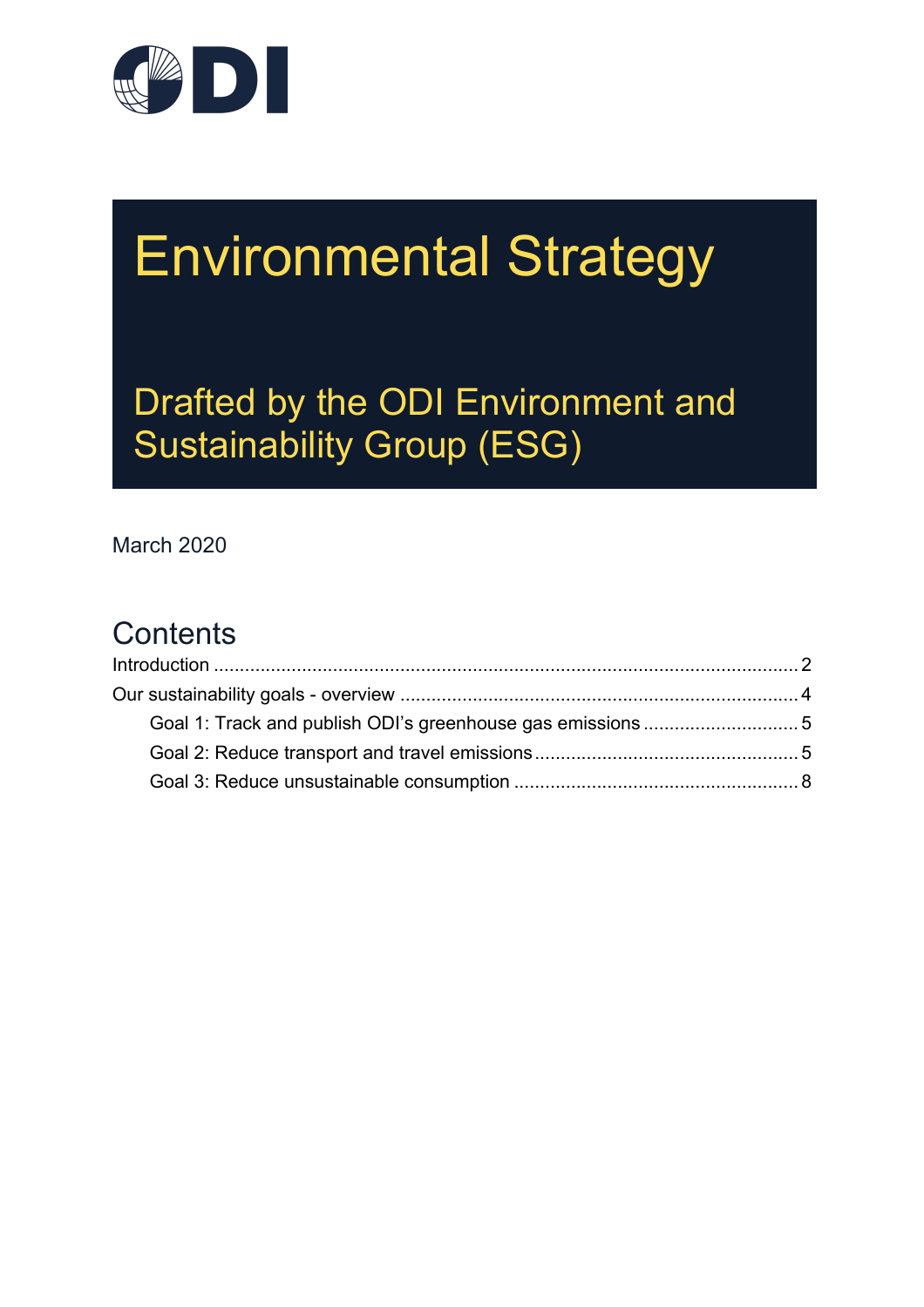ODI

# Environmental Strategy

## Drafted by the ODI Environment and Sustainability Group (ESG)

March 2020

## Contents

Introduction ........................................................................................................ 2

Our sustainability goals - overview ................................................................... 4

- Goal 1: Track and publish ODI's greenhouse gas emissions ............................. 5
- Goal 2: Reduce transport and travel emissions .................................................. 5
- Goal 3: Reduce unsustainable consumption ...................................................... 8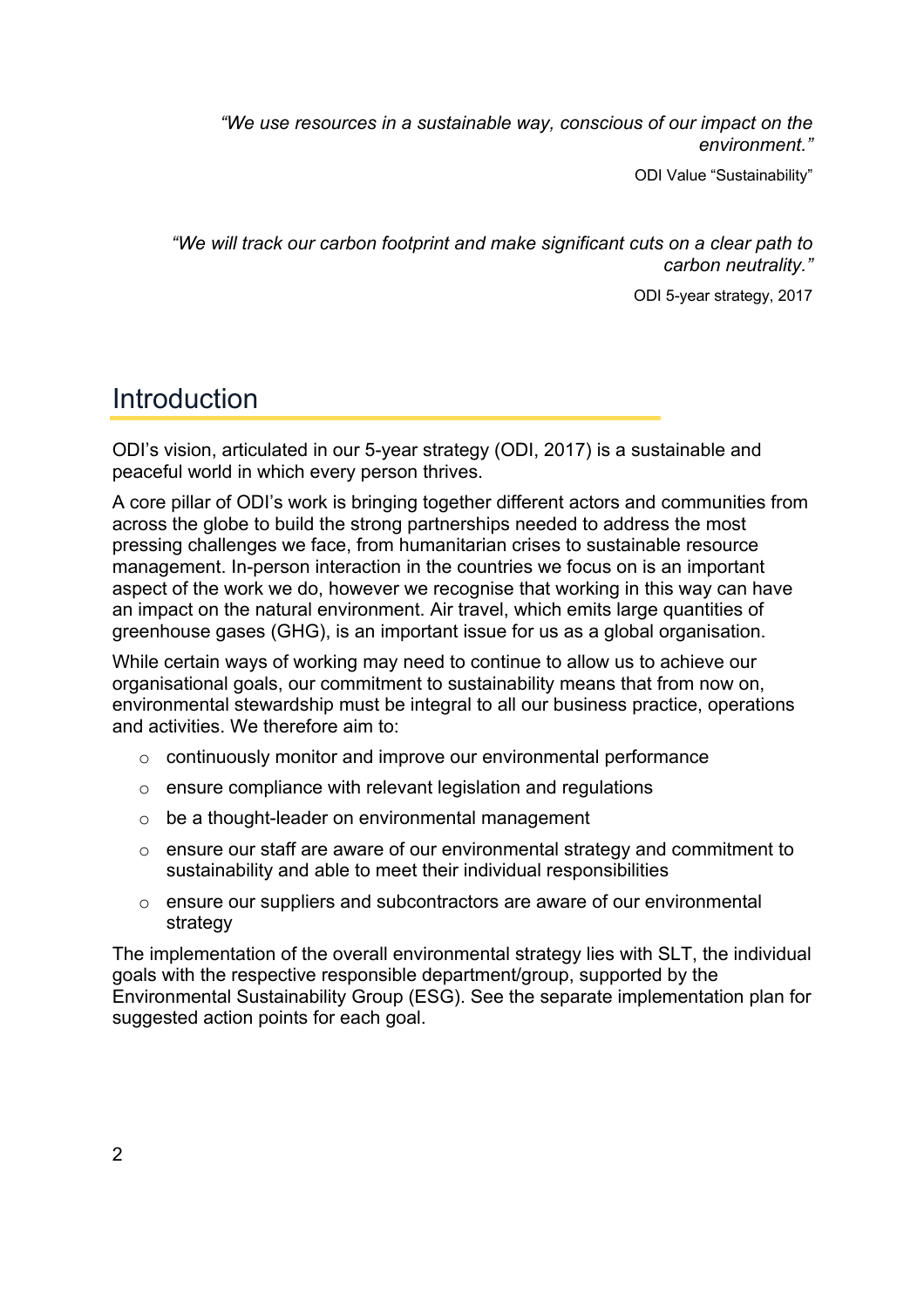*"We use resources in a sustainable way, conscious of our impact on the environment."*

ODI Value "Sustainability"

*"We will track our carbon footprint and make significant cuts on a clear path to carbon neutrality."*

ODI 5-year strategy, 2017

# Introduction

ODI's vision, articulated in our 5-year strategy (ODI, 2017) is a sustainable and peaceful world in which every person thrives.

A core pillar of ODI's work is bringing together different actors and communities from across the globe to build the strong partnerships needed to address the most pressing challenges we face, from humanitarian crises to sustainable resource management. In-person interaction in the countries we focus on is an important aspect of the work we do, however we recognise that working in this way can have an impact on the natural environment. Air travel, which emits large quantities of greenhouse gases (GHG), is an important issue for us as a global organisation.

While certain ways of working may need to continue to allow us to achieve our organisational goals, our commitment to sustainability means that from now on, environmental stewardship must be integral to all our business practice, operations and activities. We therefore aim to:

- continuously monitor and improve our environmental performance
- ensure compliance with relevant legislation and regulations
- be a thought-leader on environmental management
- ensure our staff are aware of our environmental strategy and commitment to sustainability and able to meet their individual responsibilities
- ensure our suppliers and subcontractors are aware of our environmental strategy

The implementation of the overall environmental strategy lies with SLT, the individual goals with the respective responsible department/group, supported by the Environmental Sustainability Group (ESG). See the separate implementation plan for suggested action points for each goal.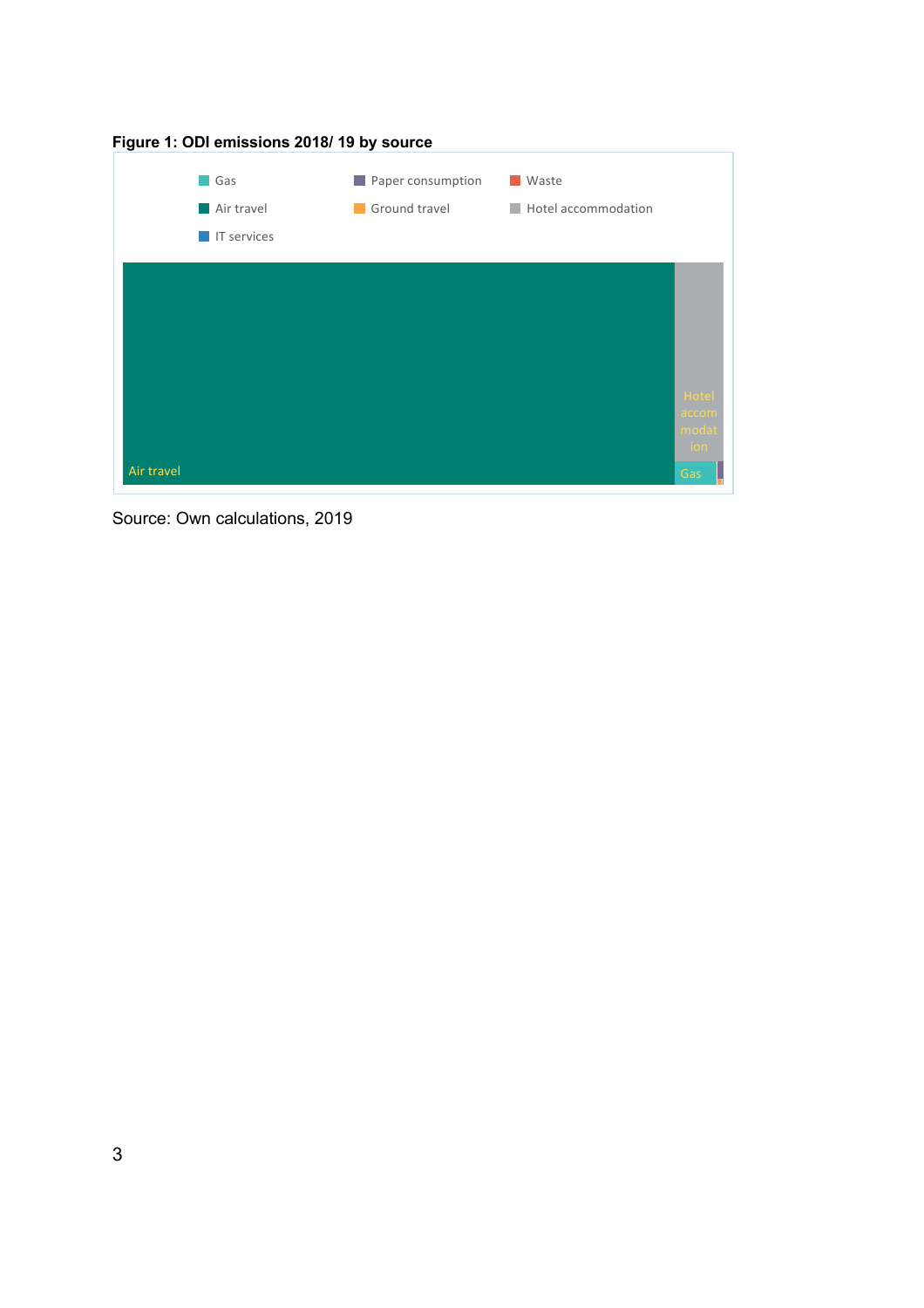**Figure 1: ODI emissions 2018/ 19 by source**

Source: Own calculations, 2019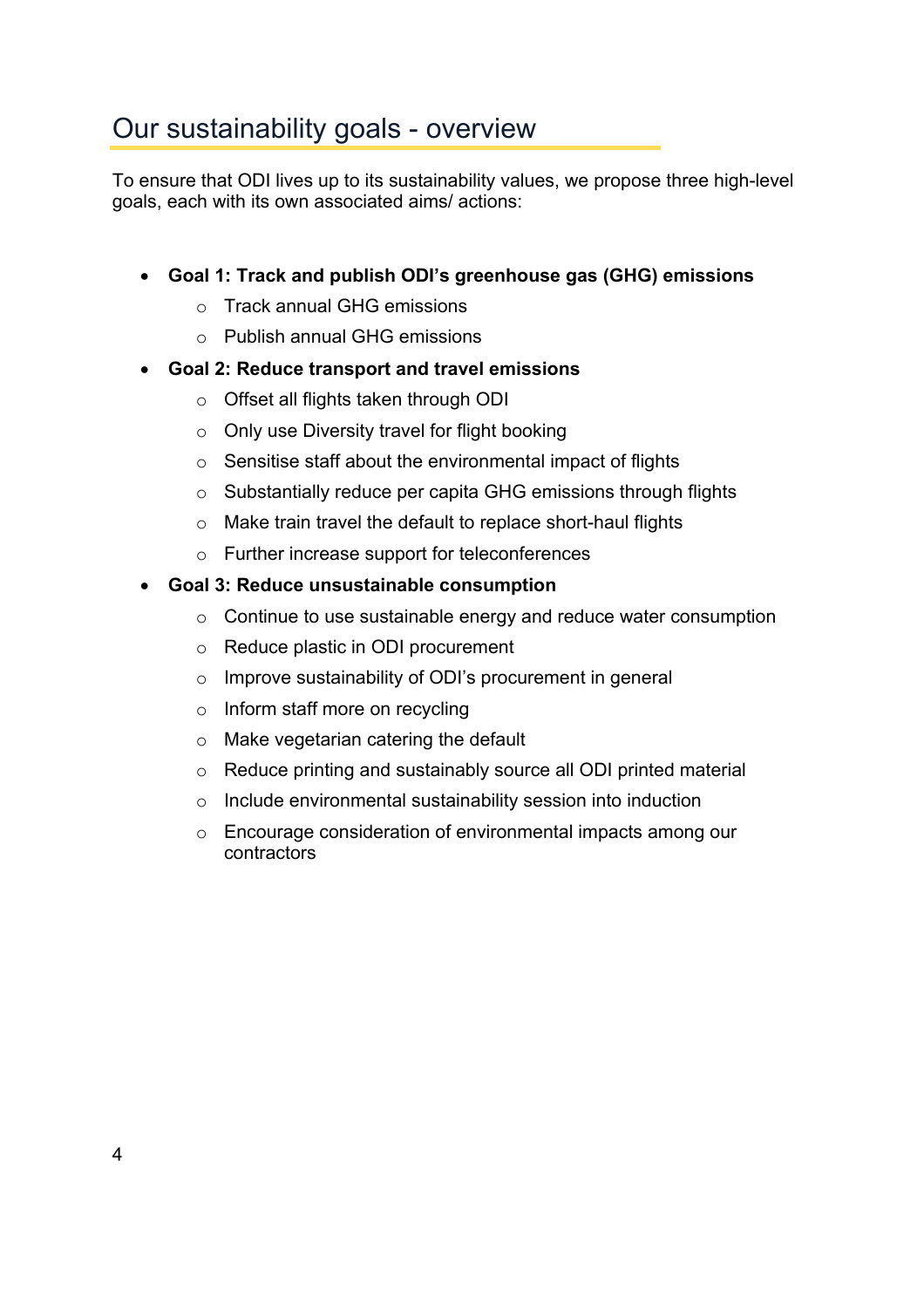## Our sustainability goals - overview

To ensure that ODI lives up to its sustainability values, we propose three high-level goals, each with its own associated aims/ actions:

- **Goal 1: Track and publish ODI's greenhouse gas (GHG) emissions**
  - Track annual GHG emissions
  - Publish annual GHG emissions
- **Goal 2: Reduce transport and travel emissions**
  - Offset all flights taken through ODI
  - Only use Diversity travel for flight booking
  - Sensitise staff about the environmental impact of flights
  - Substantially reduce per capita GHG emissions through flights
  - Make train travel the default to replace short-haul flights
  - Further increase support for teleconferences
- **Goal 3: Reduce unsustainable consumption**
  - Continue to use sustainable energy and reduce water consumption
  - Reduce plastic in ODI procurement
  - Improve sustainability of ODI's procurement in general
  - Inform staff more on recycling
  - Make vegetarian catering the default
  - Reduce printing and sustainably source all ODI printed material
  - Include environmental sustainability session into induction
  - Encourage consideration of environmental impacts among our contractors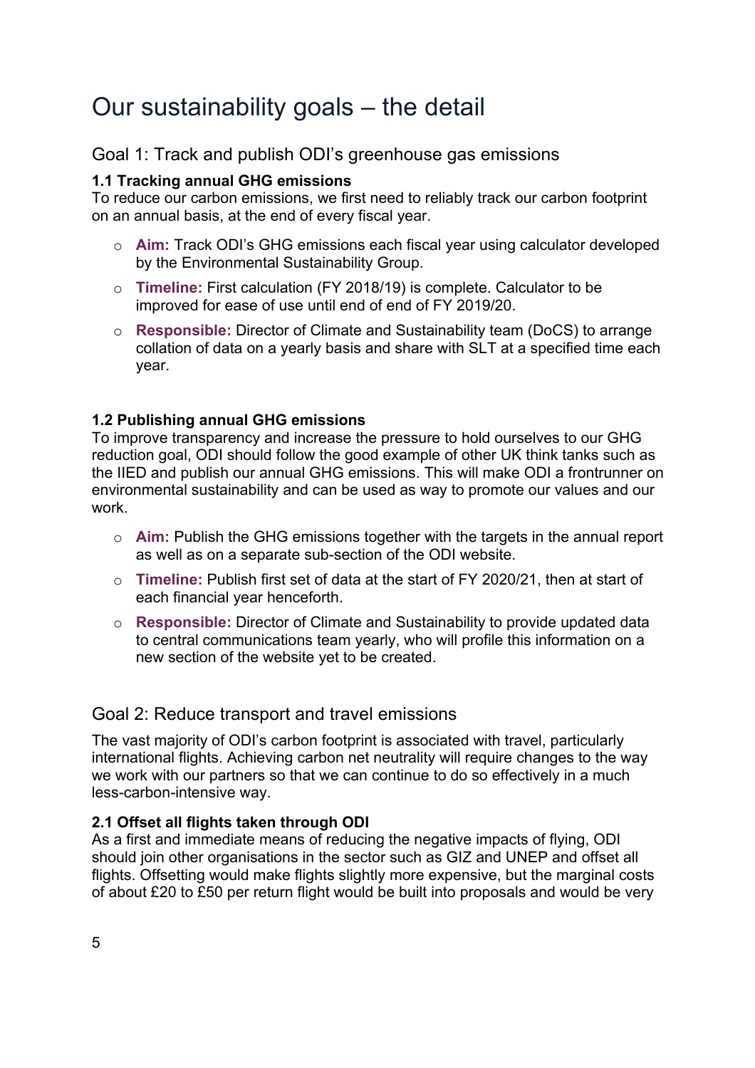# Our sustainability goals – the detail

## Goal 1: Track and publish ODI's greenhouse gas emissions

### 1.1 Tracking annual GHG emissions

To reduce our carbon emissions, we first need to reliably track our carbon footprint on an annual basis, at the end of every fiscal year.

- **Aim:** Track ODI's GHG emissions each fiscal year using calculator developed by the Environmental Sustainability Group.
- **Timeline:** First calculation (FY 2018/19) is complete. Calculator to be improved for ease of use until end of end of FY 2019/20.
- **Responsible:** Director of Climate and Sustainability team (DoCS) to arrange collation of data on a yearly basis and share with SLT at a specified time each year.

### 1.2 Publishing annual GHG emissions

To improve transparency and increase the pressure to hold ourselves to our GHG reduction goal, ODI should follow the good example of other UK think tanks such as the IIED and publish our annual GHG emissions. This will make ODI a frontrunner on environmental sustainability and can be used as way to promote our values and our work.

- **Aim:** Publish the GHG emissions together with the targets in the annual report as well as on a separate sub-section of the ODI website.
- **Timeline:** Publish first set of data at the start of FY 2020/21, then at start of each financial year henceforth.
- **Responsible:** Director of Climate and Sustainability to provide updated data to central communications team yearly, who will profile this information on a new section of the website yet to be created.

## Goal 2: Reduce transport and travel emissions

The vast majority of ODI's carbon footprint is associated with travel, particularly international flights. Achieving carbon net neutrality will require changes to the way we work with our partners so that we can continue to do so effectively in a much less-carbon-intensive way.

### 2.1 Offset all flights taken through ODI

As a first and immediate means of reducing the negative impacts of flying, ODI should join other organisations in the sector such as GIZ and UNEP and offset all flights. Offsetting would make flights slightly more expensive, but the marginal costs of about £20 to £50 per return flight would be built into proposals and would be very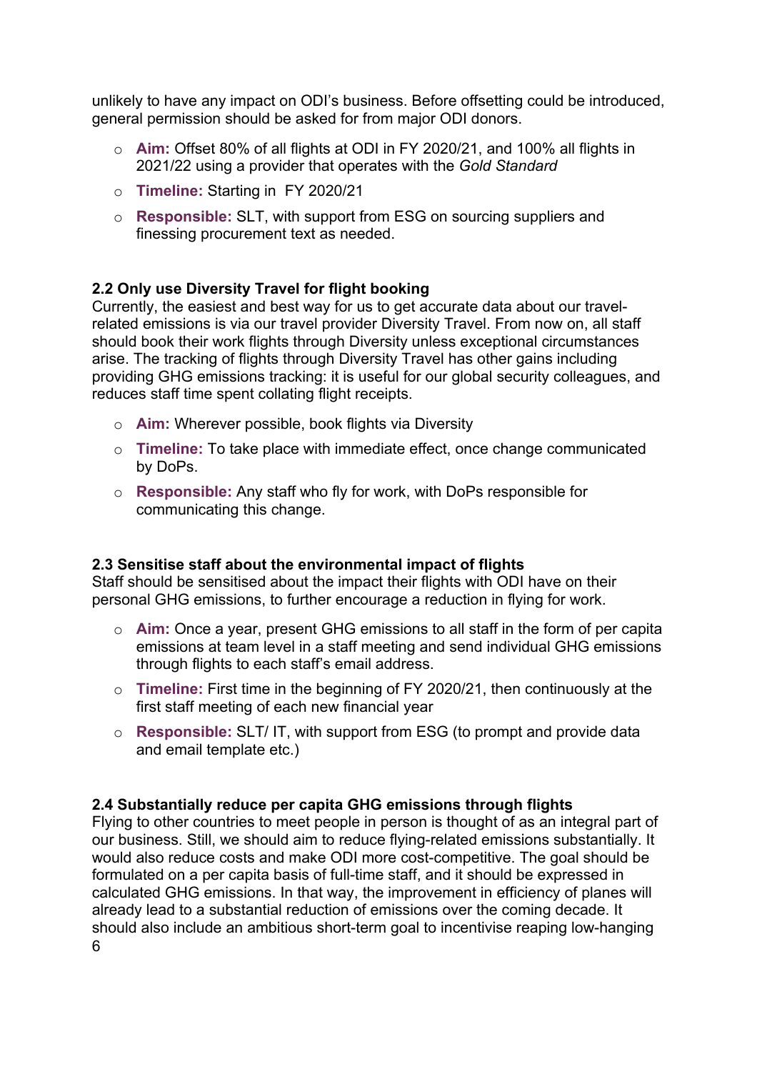unlikely to have any impact on ODI's business. Before offsetting could be introduced, general permission should be asked for from major ODI donors.

- **Aim:** Offset 80% of all flights at ODI in FY 2020/21, and 100% all flights in 2021/22 using a provider that operates with the *Gold Standard*
- **Timeline:** Starting in FY 2020/21
- **Responsible:** SLT, with support from ESG on sourcing suppliers and finessing procurement text as needed.

### 2.2 Only use Diversity Travel for flight booking

Currently, the easiest and best way for us to get accurate data about our travel-related emissions is via our travel provider Diversity Travel. From now on, all staff should book their work flights through Diversity unless exceptional circumstances arise. The tracking of flights through Diversity Travel has other gains including providing GHG emissions tracking: it is useful for our global security colleagues, and reduces staff time spent collating flight receipts.

- **Aim:** Wherever possible, book flights via Diversity
- **Timeline:** To take place with immediate effect, once change communicated by DoPs.
- **Responsible:** Any staff who fly for work, with DoPs responsible for communicating this change.

### 2.3 Sensitise staff about the environmental impact of flights

Staff should be sensitised about the impact their flights with ODI have on their personal GHG emissions, to further encourage a reduction in flying for work.

- **Aim:** Once a year, present GHG emissions to all staff in the form of per capita emissions at team level in a staff meeting and send individual GHG emissions through flights to each staff's email address.
- **Timeline:** First time in the beginning of FY 2020/21, then continuously at the first staff meeting of each new financial year
- **Responsible:** SLT/ IT, with support from ESG (to prompt and provide data and email template etc.)

### 2.4 Substantially reduce per capita GHG emissions through flights

Flying to other countries to meet people in person is thought of as an integral part of our business. Still, we should aim to reduce flying-related emissions substantially. It would also reduce costs and make ODI more cost-competitive. The goal should be formulated on a per capita basis of full-time staff, and it should be expressed in calculated GHG emissions. In that way, the improvement in efficiency of planes will already lead to a substantial reduction of emissions over the coming decade. It should also include an ambitious short-term goal to incentivise reaping low-hanging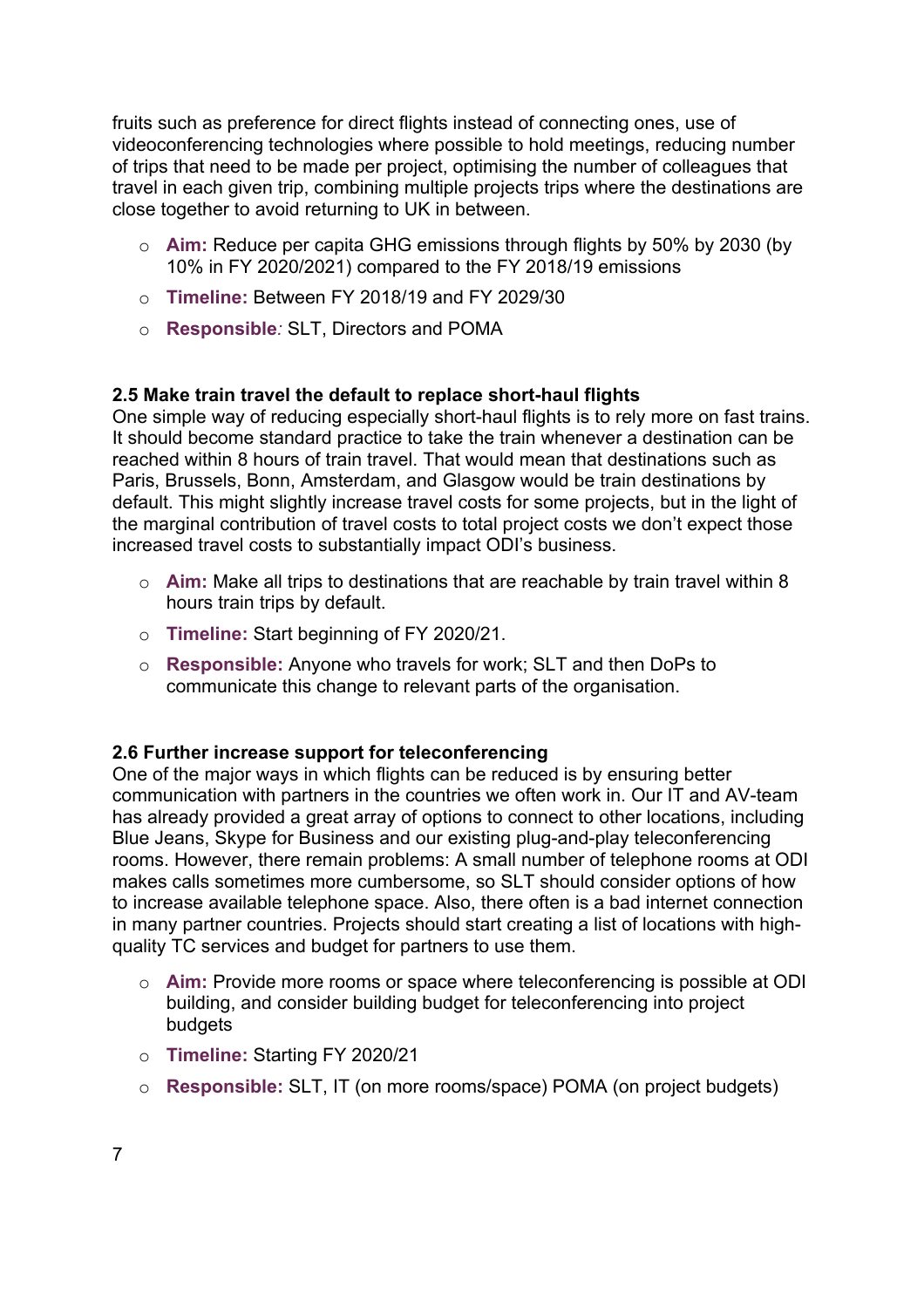fruits such as preference for direct flights instead of connecting ones, use of videoconferencing technologies where possible to hold meetings, reducing number of trips that need to be made per project, optimising the number of colleagues that travel in each given trip, combining multiple projects trips where the destinations are close together to avoid returning to UK in between.

- **Aim:** Reduce per capita GHG emissions through flights by 50% by 2030 (by 10% in FY 2020/2021) compared to the FY 2018/19 emissions
- **Timeline:** Between FY 2018/19 and FY 2029/30
- **Responsible***:* SLT, Directors and POMA

**2.5 Make train travel the default to replace short-haul flights**

One simple way of reducing especially short-haul flights is to rely more on fast trains. It should become standard practice to take the train whenever a destination can be reached within 8 hours of train travel. That would mean that destinations such as Paris, Brussels, Bonn, Amsterdam, and Glasgow would be train destinations by default. This might slightly increase travel costs for some projects, but in the light of the marginal contribution of travel costs to total project costs we don't expect those increased travel costs to substantially impact ODI's business.

- **Aim:** Make all trips to destinations that are reachable by train travel within 8 hours train trips by default.
- **Timeline:** Start beginning of FY 2020/21.
- **Responsible:** Anyone who travels for work; SLT and then DoPs to communicate this change to relevant parts of the organisation.

**2.6 Further increase support for teleconferencing**

One of the major ways in which flights can be reduced is by ensuring better communication with partners in the countries we often work in. Our IT and AV-team has already provided a great array of options to connect to other locations, including Blue Jeans, Skype for Business and our existing plug-and-play teleconferencing rooms. However, there remain problems: A small number of telephone rooms at ODI makes calls sometimes more cumbersome, so SLT should consider options of how to increase available telephone space. Also, there often is a bad internet connection in many partner countries. Projects should start creating a list of locations with high-quality TC services and budget for partners to use them.

- **Aim:** Provide more rooms or space where teleconferencing is possible at ODI building, and consider building budget for teleconferencing into project budgets
- **Timeline:** Starting FY 2020/21
- **Responsible:** SLT, IT (on more rooms/space) POMA (on project budgets)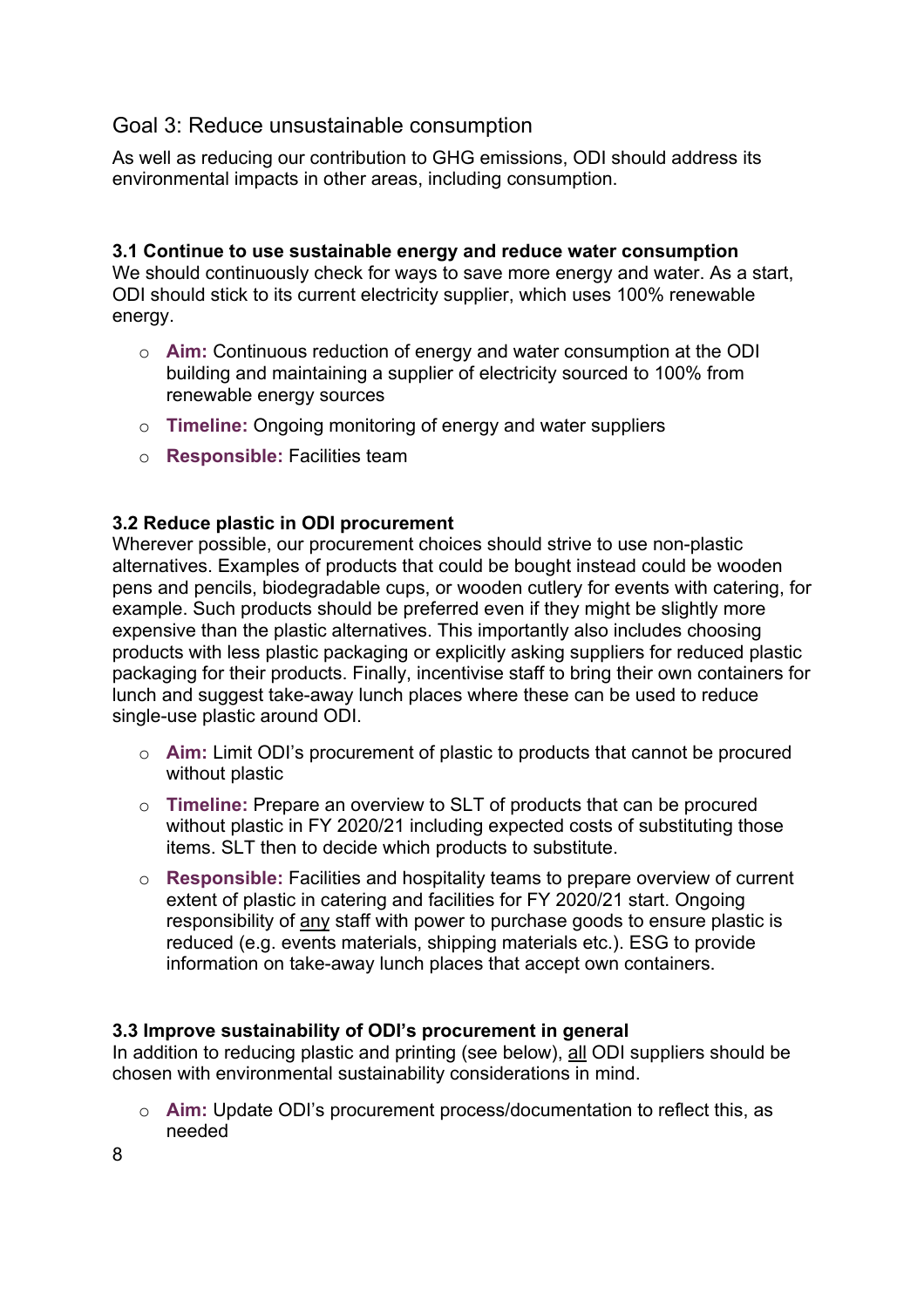## Goal 3: Reduce unsustainable consumption

As well as reducing our contribution to GHG emissions, ODI should address its environmental impacts in other areas, including consumption.

**3.1 Continue to use sustainable energy and reduce water consumption**
We should continuously check for ways to save more energy and water. As a start, ODI should stick to its current electricity supplier, which uses 100% renewable energy.

- **Aim:** Continuous reduction of energy and water consumption at the ODI building and maintaining a supplier of electricity sourced to 100% from renewable energy sources
- **Timeline:** Ongoing monitoring of energy and water suppliers
- **Responsible:** Facilities team

**3.2 Reduce plastic in ODI procurement**
Wherever possible, our procurement choices should strive to use non-plastic alternatives. Examples of products that could be bought instead could be wooden pens and pencils, biodegradable cups, or wooden cutlery for events with catering, for example. Such products should be preferred even if they might be slightly more expensive than the plastic alternatives. This importantly also includes choosing products with less plastic packaging or explicitly asking suppliers for reduced plastic packaging for their products. Finally, incentivise staff to bring their own containers for lunch and suggest take-away lunch places where these can be used to reduce single-use plastic around ODI.

- **Aim:** Limit ODI's procurement of plastic to products that cannot be procured without plastic
- **Timeline:** Prepare an overview to SLT of products that can be procured without plastic in FY 2020/21 including expected costs of substituting those items. SLT then to decide which products to substitute.
- **Responsible:** Facilities and hospitality teams to prepare overview of current extent of plastic in catering and facilities for FY 2020/21 start. Ongoing responsibility of <u>any</u> staff with power to purchase goods to ensure plastic is reduced (e.g. events materials, shipping materials etc.). ESG to provide information on take-away lunch places that accept own containers.

**3.3 Improve sustainability of ODI's procurement in general**
In addition to reducing plastic and printing (see below), <u>all</u> ODI suppliers should be chosen with environmental sustainability considerations in mind.

- **Aim:** Update ODI's procurement process/documentation to reflect this, as needed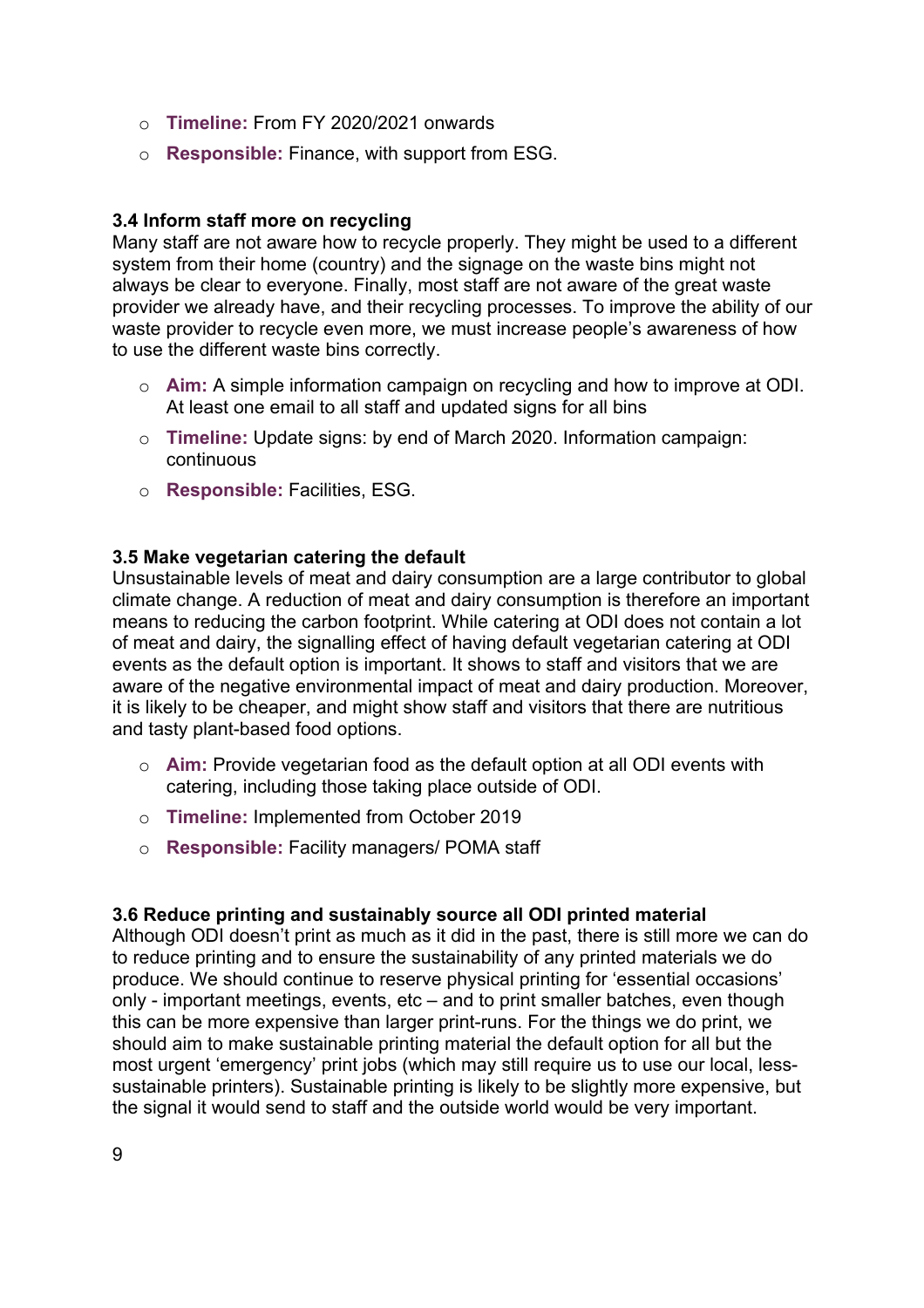- **Timeline:** From FY 2020/2021 onwards
- **Responsible:** Finance, with support from ESG.

### 3.4 Inform staff more on recycling

Many staff are not aware how to recycle properly. They might be used to a different system from their home (country) and the signage on the waste bins might not always be clear to everyone. Finally, most staff are not aware of the great waste provider we already have, and their recycling processes. To improve the ability of our waste provider to recycle even more, we must increase people's awareness of how to use the different waste bins correctly.

- **Aim:** A simple information campaign on recycling and how to improve at ODI. At least one email to all staff and updated signs for all bins
- **Timeline:** Update signs: by end of March 2020. Information campaign: continuous
- **Responsible:** Facilities, ESG.

### 3.5 Make vegetarian catering the default

Unsustainable levels of meat and dairy consumption are a large contributor to global climate change. A reduction of meat and dairy consumption is therefore an important means to reducing the carbon footprint. While catering at ODI does not contain a lot of meat and dairy, the signalling effect of having default vegetarian catering at ODI events as the default option is important. It shows to staff and visitors that we are aware of the negative environmental impact of meat and dairy production. Moreover, it is likely to be cheaper, and might show staff and visitors that there are nutritious and tasty plant-based food options.

- **Aim:** Provide vegetarian food as the default option at all ODI events with catering, including those taking place outside of ODI.
- **Timeline:** Implemented from October 2019
- **Responsible:** Facility managers/ POMA staff

### 3.6 Reduce printing and sustainably source all ODI printed material

Although ODI doesn't print as much as it did in the past, there is still more we can do to reduce printing and to ensure the sustainability of any printed materials we do produce. We should continue to reserve physical printing for 'essential occasions' only - important meetings, events, etc – and to print smaller batches, even though this can be more expensive than larger print-runs. For the things we do print, we should aim to make sustainable printing material the default option for all but the most urgent 'emergency' print jobs (which may still require us to use our local, less-sustainable printers). Sustainable printing is likely to be slightly more expensive, but the signal it would send to staff and the outside world would be very important.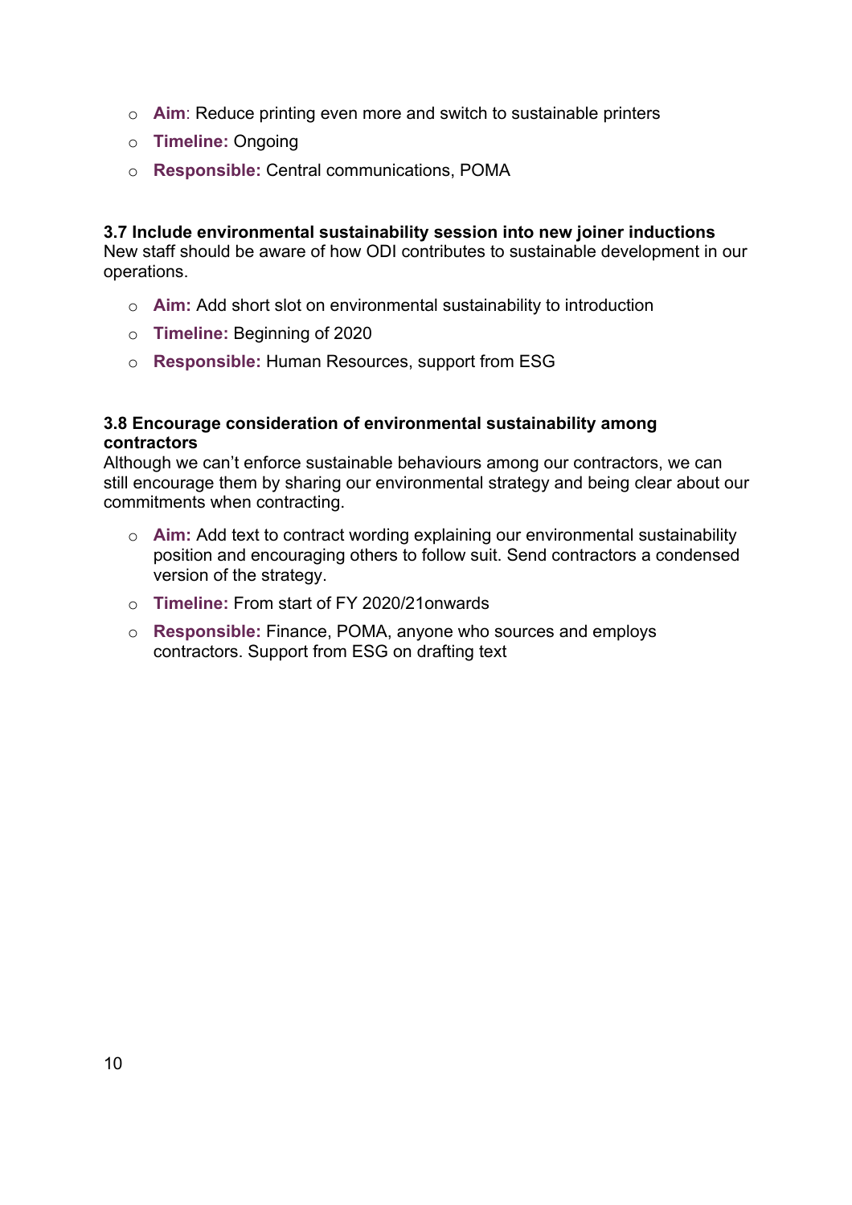- **Aim**: Reduce printing even more and switch to sustainable printers
- **Timeline:** Ongoing
- **Responsible:** Central communications, POMA

**3.7 Include environmental sustainability session into new joiner inductions**

New staff should be aware of how ODI contributes to sustainable development in our operations.

- **Aim:** Add short slot on environmental sustainability to introduction
- **Timeline:** Beginning of 2020
- **Responsible:** Human Resources, support from ESG

**3.8 Encourage consideration of environmental sustainability among contractors**

Although we can't enforce sustainable behaviours among our contractors, we can still encourage them by sharing our environmental strategy and being clear about our commitments when contracting.

- **Aim:** Add text to contract wording explaining our environmental sustainability position and encouraging others to follow suit. Send contractors a condensed version of the strategy.
- **Timeline:** From start of FY 2020/21onwards
- **Responsible:** Finance, POMA, anyone who sources and employs contractors. Support from ESG on drafting text